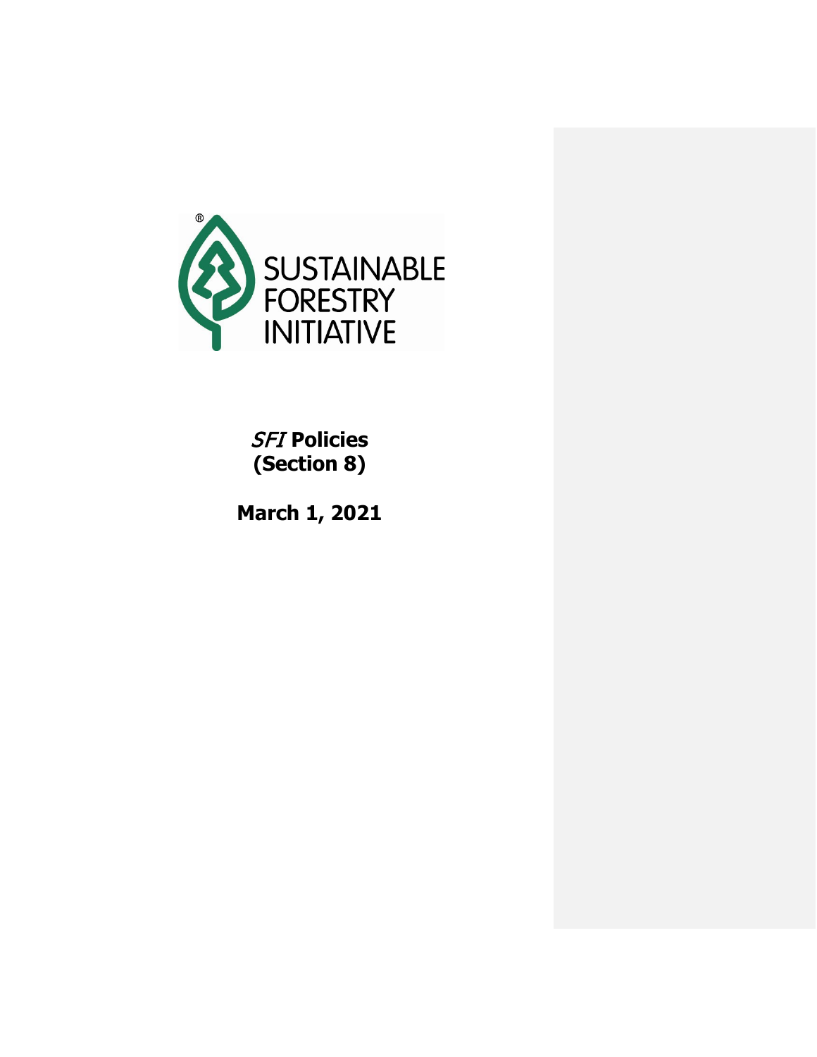SUSTAINABLE FORESTRY INITIATIVE

# *SFI* Policies (Section 8)

**March 1, 2021**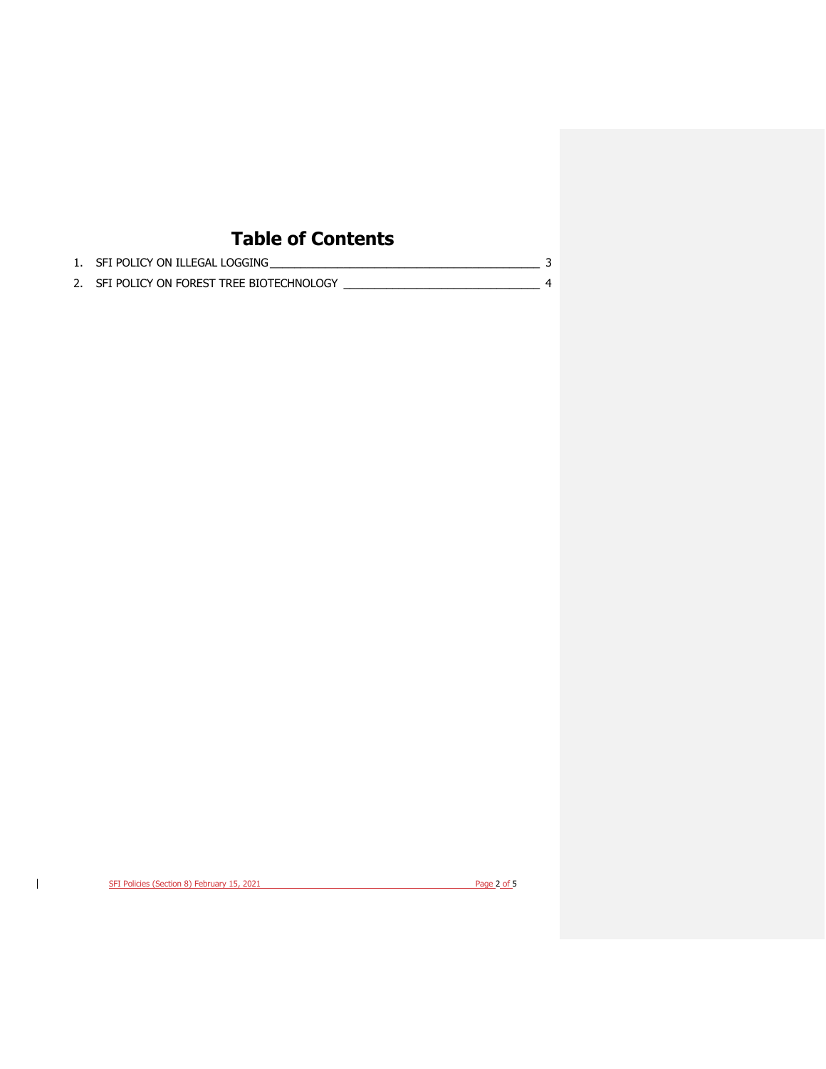# Table of Contents

1. SFI POLICY ON ILLEGAL LOGGING ____________________________________________ 3
2. SFI POLICY ON FOREST TREE BIOTECHNOLOGY _______________________________ 4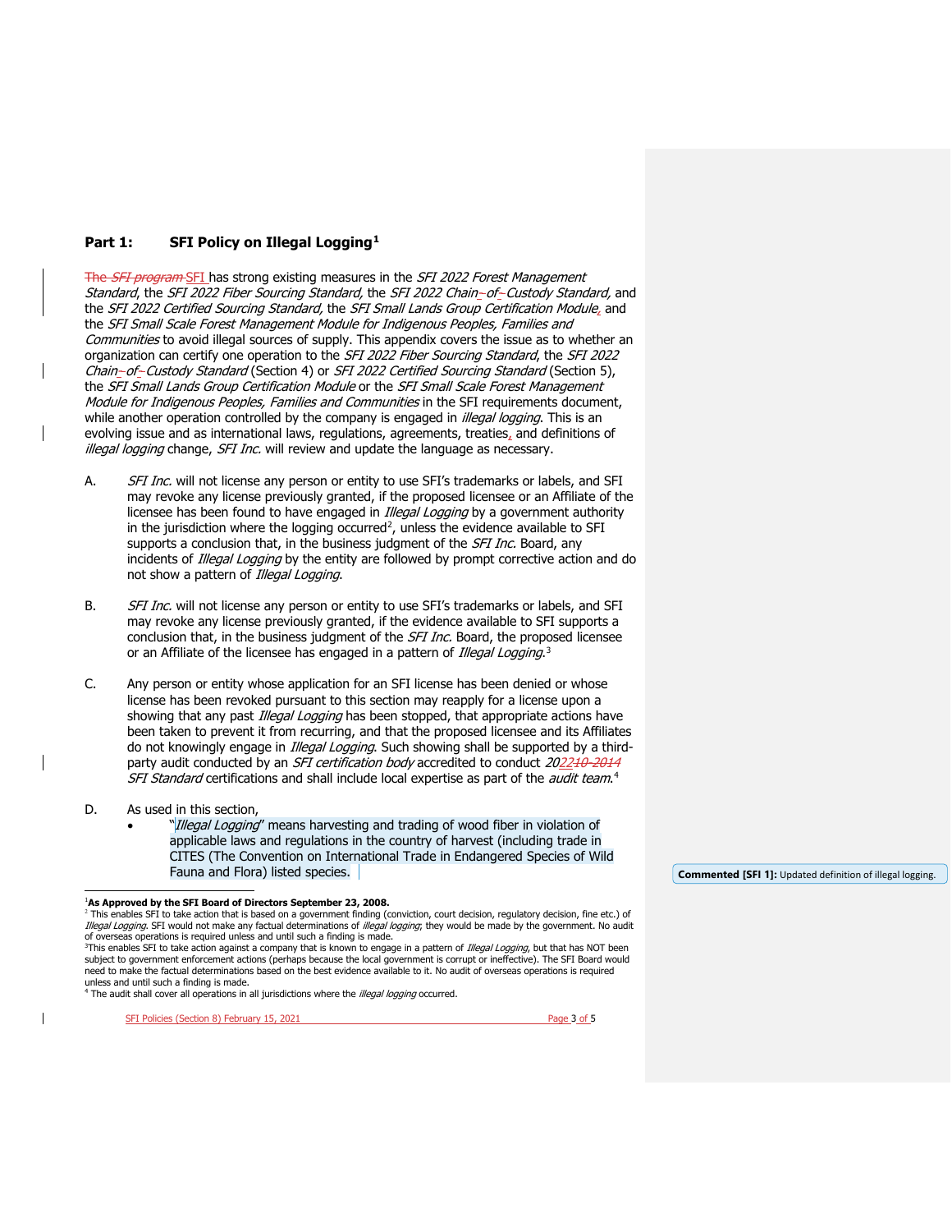## Part 1: SFI Policy on Illegal Logging[1]

SFI has strong existing measures in the *SFI 2022 Forest Management Standard*, the *SFI 2022 Fiber Sourcing Standard,* the *SFI 2022 Chain-of-Custody Standard,* and the *SFI 2022 Certified Sourcing Standard,* the *SFI Small Lands Group Certification Module*, and the *SFI Small Scale Forest Management Module for Indigenous Peoples, Families and Communities* to avoid illegal sources of supply. This appendix covers the issue as to whether an organization can certify one operation to the *SFI 2022 Fiber Sourcing Standard*, the *SFI 2022 Chain-of-Custody Standard* (Section 4) or *SFI 2022 Certified Sourcing Standard* (Section 5), the *SFI Small Lands Group Certification Module* or the *SFI Small Scale Forest Management Module for Indigenous Peoples, Families and Communities* in the SFI requirements document, while another operation controlled by the company is engaged in *illegal logging*. This is an evolving issue and as international laws, regulations, agreements, treaties, and definitions of *illegal logging* change, *SFI Inc.* will review and update the language as necessary.

A. *SFI Inc.* will not license any person or entity to use SFI's trademarks or labels, and SFI may revoke any license previously granted, if the proposed licensee or an Affiliate of the licensee has been found to have engaged in *Illegal Logging* by a government authority in the jurisdiction where the logging occurred[2], unless the evidence available to SFI supports a conclusion that, in the business judgment of the *SFI Inc.* Board, any incidents of *Illegal Logging* by the entity are followed by prompt corrective action and do not show a pattern of *Illegal Logging*.

B. *SFI Inc.* will not license any person or entity to use SFI's trademarks or labels, and SFI may revoke any license previously granted, if the evidence available to SFI supports a conclusion that, in the business judgment of the *SFI Inc.* Board, the proposed licensee or an Affiliate of the licensee has engaged in a pattern of *Illegal Logging*.[3]

C. Any person or entity whose application for an SFI license has been denied or whose license has been revoked pursuant to this section may reapply for a license upon a showing that any past *Illegal Logging* has been stopped, that appropriate actions have been taken to prevent it from recurring, and that the proposed licensee and its Affiliates do not knowingly engage in *Illegal Logging*. Such showing shall be supported by a third-party audit conducted by an *SFI certification body* accredited to conduct *2022 SFI Standard* certifications and shall include local expertise as part of the *audit team*.[4]

D. As used in this section,

- "*Illegal Logging*" means harvesting and trading of wood fiber in violation of applicable laws and regulations in the country of harvest (including trade in CITES (The Convention on International Trade in Endangered Species of Wild Fauna and Flora) listed species.

Commented [SFI 1]: Updated definition of illegal logging.

---

[1] **As Approved by the SFI Board of Directors September 23, 2008.**

[2] This enables SFI to take action that is based on a government finding (conviction, court decision, regulatory decision, fine etc.) of *Illegal Logging*. SFI would not make any factual determinations of *illegal logging*; they would be made by the government. No audit of overseas operations is required unless and until such a finding is made.

[3] This enables SFI to take action against a company that is known to engage in a pattern of *Illegal Logging*, but that has NOT been subject to government enforcement actions (perhaps because the local government is corrupt or ineffective). The SFI Board would need to make the factual determinations based on the best evidence available to it. No audit of overseas operations is required unless and until such a finding is made.

[4] The audit shall cover all operations in all jurisdictions where the *illegal logging* occurred.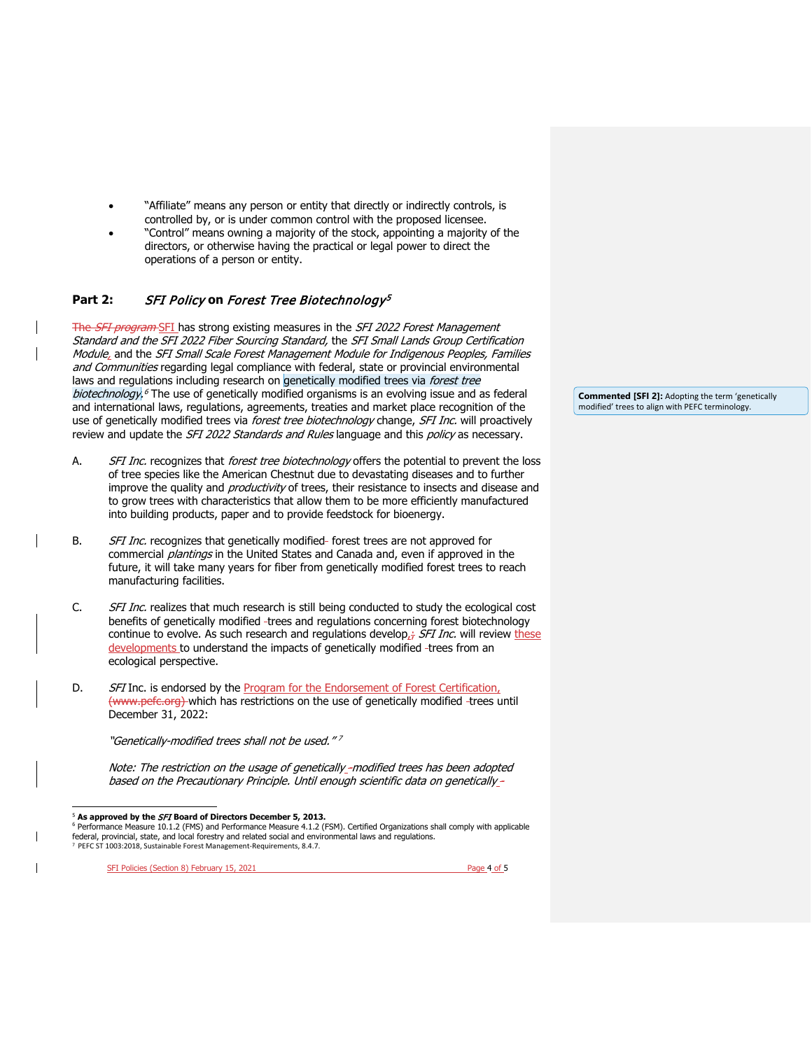- "Affiliate" means any person or entity that directly or indirectly controls, is controlled by, or is under common control with the proposed licensee.
- "Control" means owning a majority of the stock, appointing a majority of the directors, or otherwise having the practical or legal power to direct the operations of a person or entity.

## Part 2: *SFI Policy* on *Forest Tree Biotechnology*[5]

SFI has strong existing measures in the *SFI 2022 Forest Management Standard and the SFI 2022 Fiber Sourcing Standard,* the *SFI Small Lands Group Certification Module*, and the *SFI Small Scale Forest Management Module for Indigenous Peoples, Families and Communities* regarding legal compliance with federal, state or provincial environmental laws and regulations including research on genetically modified trees via *forest tree biotechnology*.[6] The use of genetically modified organisms is an evolving issue and as federal and international laws, regulations, agreements, treaties and market place recognition of the use of genetically modified trees via *forest tree biotechnology* change, *SFI Inc.* will proactively review and update the *SFI 2022 Standards and Rules* language and this *policy* as necessary.

A. *SFI Inc.* recognizes that *forest tree biotechnology* offers the potential to prevent the loss of tree species like the American Chestnut due to devastating diseases and to further improve the quality and *productivity* of trees, their resistance to insects and disease and to grow trees with characteristics that allow them to be more efficiently manufactured into building products, paper and to provide feedstock for bioenergy.

B. *SFI Inc.* recognizes that genetically modified forest trees are not approved for commercial *plantings* in the United States and Canada and, even if approved in the future, it will take many years for fiber from genetically modified forest trees to reach manufacturing facilities.

C. *SFI Inc.* realizes that much research is still being conducted to study the ecological cost benefits of genetically modified trees and regulations concerning forest biotechnology continue to evolve. As such research and regulations develop, *SFI Inc.* will review these developments to understand the impacts of genetically modified trees from an ecological perspective.

D. *SFI* Inc. is endorsed by the Program for the Endorsement of Forest Certification, which has restrictions on the use of genetically modified trees until December 31, 2022:

*"Genetically-modified trees shall not be used."*[7]

*Note: The restriction on the usage of genetically-modified trees has been adopted based on the Precautionary Principle. Until enough scientific data on genetically-*

[5] **As approved by the *SFI* Board of Directors December 5, 2013.**

[6] Performance Measure 10.1.2 (FMS) and Performance Measure 4.1.2 (FSM). Certified Organizations shall comply with applicable federal, provincial, state, and local forestry and related social and environmental laws and regulations.

[7] PEFC ST 1003:2018, Sustainable Forest Management-Requirements, 8.4.7.

**Commented [SFI 2]:** Adopting the term 'genetically modified' trees to align with PEFC terminology.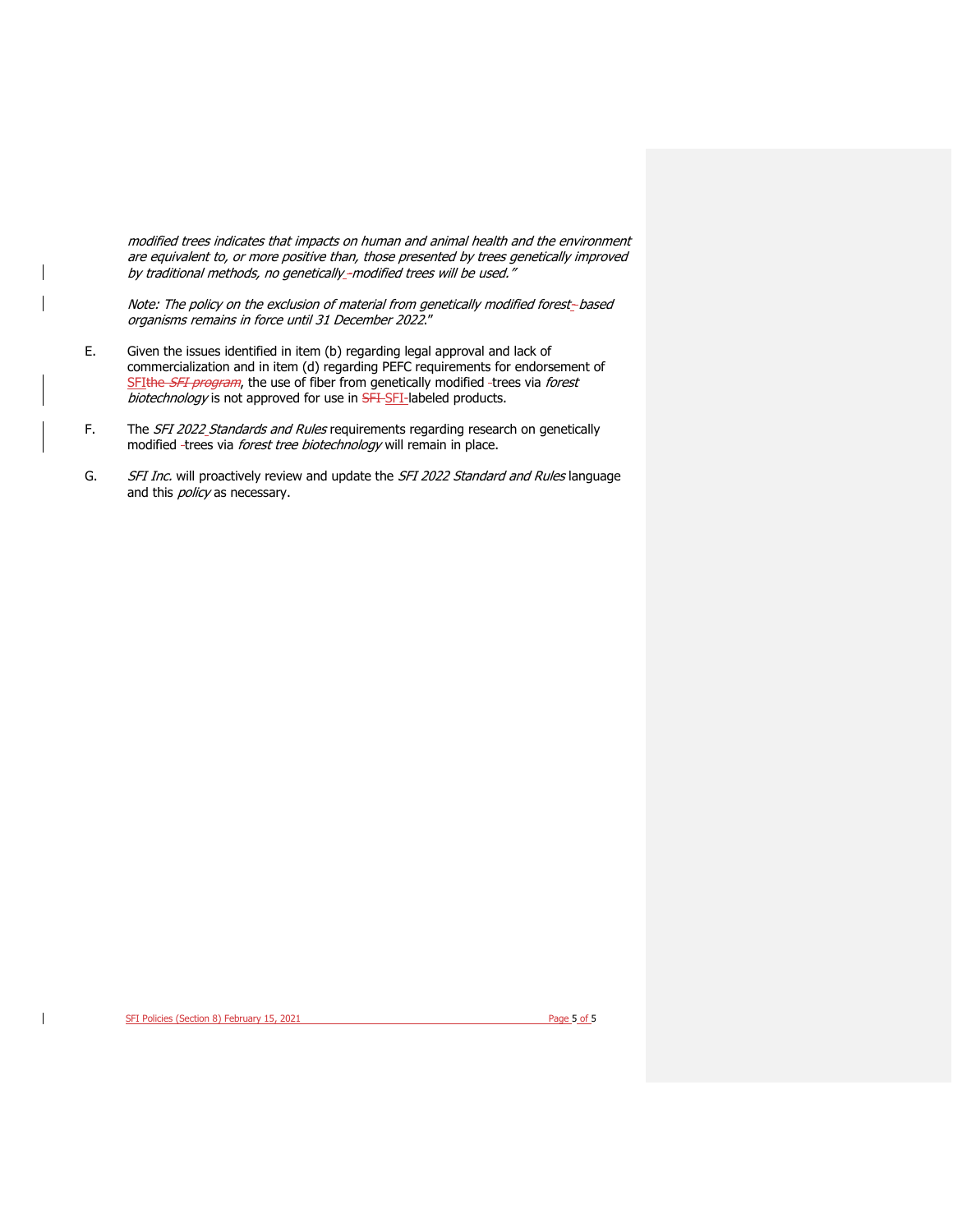*modified trees indicates that impacts on human and animal health and the environment are equivalent to, or more positive than, those presented by trees genetically improved by traditional methods, no genetically-modified trees will be used."*

*Note: The policy on the exclusion of material from genetically modified forest-based organisms remains in force until 31 December 2022*."

E. Given the issues identified in item (b) regarding legal approval and lack of commercialization and in item (d) regarding PEFC requirements for endorsement of SFI~~the *SFI program*~~, the use of fiber from genetically modified trees via *forest biotechnology* is not approved for use in ~~SFI~~ SFI-labeled products.

F. The *SFI 2022 Standards and Rules* requirements regarding research on genetically modified trees via *forest tree biotechnology* will remain in place.

G. *SFI Inc.* will proactively review and update the *SFI 2022 Standard and Rules* language and this *policy* as necessary.